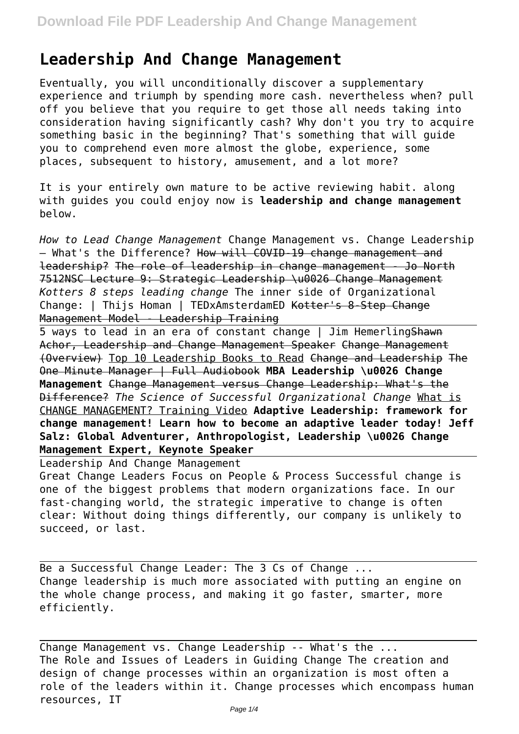# Leadership And Change Management

Eventually, you will unconditionally discover a supplementary experience and triumph by spending more cash. nevertheless when? pull off you believe that you require to get those all needs taking into consideration having significantly cash? Why don't you try to acquire something basic in the beginning? That's something that will guide you to comprehend even more almost the globe, experience, some places, subsequent to history, amusement, and a lot more?

It is your entirely own mature to be active reviewing habit. along with guides you could enjoy now is **leadership and change management** below.

*How to Lead Change Management* Change Management vs. Change Leadership – What's the Difference? ~~How will COVID-19 change management and leadership?~~ ~~The role of leadership in change management - Jo North~~ ~~7512NSC Lecture 9: Strategic Leadership \u0026 Change Management~~ *Kotters 8 steps leading change* The inner side of Organizational Change: | Thijs Homan | TEDxAmsterdamED ~~Kotter's 8-Step Change Management Model - Leadership Training~~

5 ways to lead in an era of constant change | Jim Hemerling~~Shawn Achor, Leadership and Change Management Speaker~~ ~~Change Management (Overview)~~ Top 10 Leadership Books to Read ~~Change and Leadership~~ ~~The One Minute Manager | Full Audiobook~~ **MBA Leadership \u0026 Change Management** ~~Change Management versus Change Leadership: What's the Difference?~~ *The Science of Successful Organizational Change* What is CHANGE MANAGEMENT? Training Video **Adaptive Leadership: framework for change management! Learn how to become an adaptive leader today! Jeff Salz: Global Adventurer, Anthropologist, Leadership \u0026 Change Management Expert, Keynote Speaker**

Leadership And Change Management

Great Change Leaders Focus on People & Process Successful change is one of the biggest problems that modern organizations face. In our fast-changing world, the strategic imperative to change is often clear: Without doing things differently, our company is unlikely to succeed, or last.

Be a Successful Change Leader: The 3 Cs of Change ...

Change leadership is much more associated with putting an engine on the whole change process, and making it go faster, smarter, more efficiently.

Change Management vs. Change Leadership -- What's the ...

The Role and Issues of Leaders in Guiding Change The creation and design of change processes within an organization is most often a role of the leaders within it. Change processes which encompass human resources, IT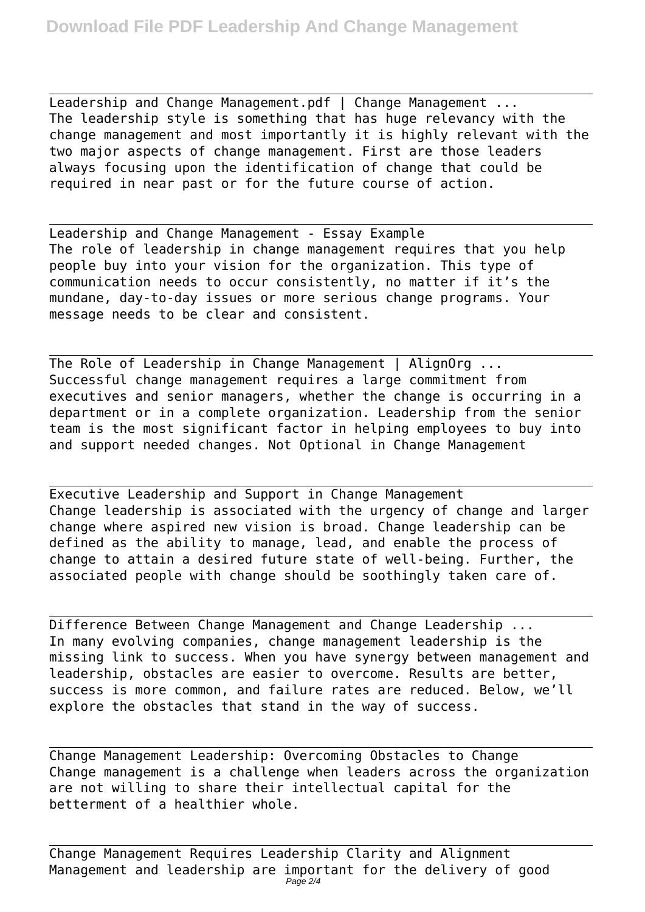Leadership and Change Management.pdf | Change Management ...
The leadership style is something that has huge relevancy with the change management and most importantly it is highly relevant with the two major aspects of change management. First are those leaders always focusing upon the identification of change that could be required in near past or for the future course of action.

---

Leadership and Change Management - Essay Example
The role of leadership in change management requires that you help people buy into your vision for the organization. This type of communication needs to occur consistently, no matter if it's the mundane, day-to-day issues or more serious change programs. Your message needs to be clear and consistent.

---

The Role of Leadership in Change Management | AlignOrg ...
Successful change management requires a large commitment from executives and senior managers, whether the change is occurring in a department or in a complete organization. Leadership from the senior team is the most significant factor in helping employees to buy into and support needed changes. Not Optional in Change Management

---

Executive Leadership and Support in Change Management
Change leadership is associated with the urgency of change and larger change where aspired new vision is broad. Change leadership can be defined as the ability to manage, lead, and enable the process of change to attain a desired future state of well-being. Further, the associated people with change should be soothingly taken care of.

---

Difference Between Change Management and Change Leadership ...
In many evolving companies, change management leadership is the missing link to success. When you have synergy between management and leadership, obstacles are easier to overcome. Results are better, success is more common, and failure rates are reduced. Below, we'll explore the obstacles that stand in the way of success.

---

Change Management Leadership: Overcoming Obstacles to Change
Change management is a challenge when leaders across the organization are not willing to share their intellectual capital for the betterment of a healthier whole.

---

Change Management Requires Leadership Clarity and Alignment
Management and leadership are important for the delivery of good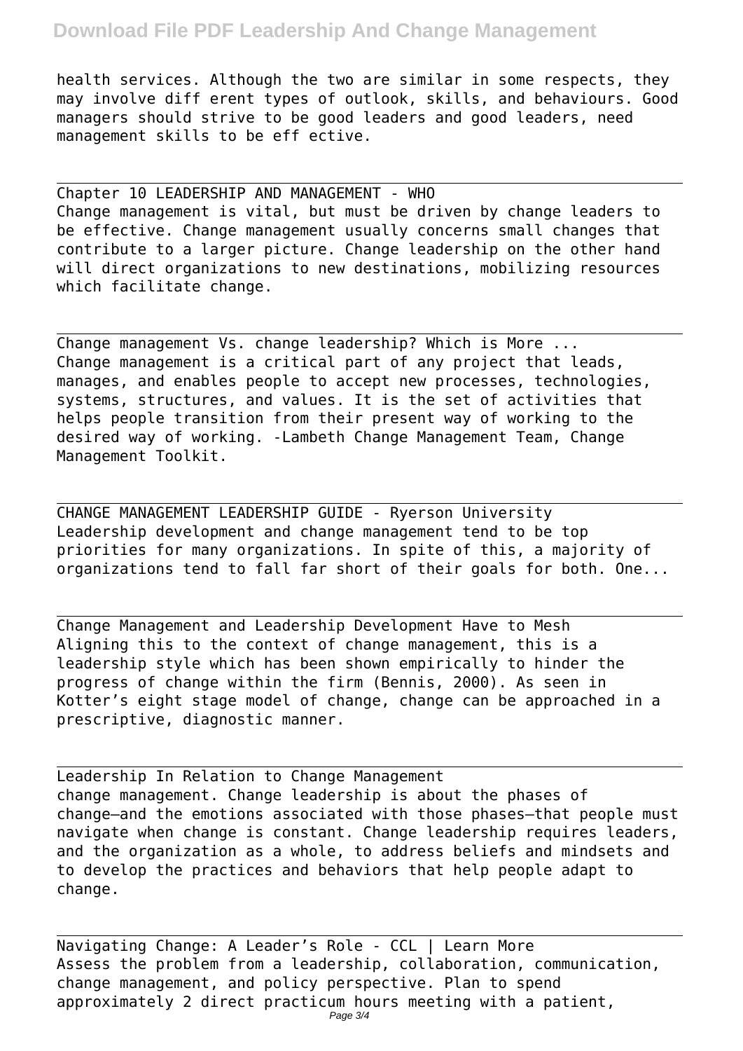health services. Although the two are similar in some respects, they may involve diff erent types of outlook, skills, and behaviours. Good managers should strive to be good leaders and good leaders, need management skills to be eff ective.

Chapter 10 LEADERSHIP AND MANAGEMENT - WHO

Change management is vital, but must be driven by change leaders to be effective. Change management usually concerns small changes that contribute to a larger picture. Change leadership on the other hand will direct organizations to new destinations, mobilizing resources which facilitate change.

Change management Vs. change leadership? Which is More ...

Change management is a critical part of any project that leads, manages, and enables people to accept new processes, technologies, systems, structures, and values. It is the set of activities that helps people transition from their present way of working to the desired way of working. -Lambeth Change Management Team, Change Management Toolkit.

CHANGE MANAGEMENT LEADERSHIP GUIDE - Ryerson University

Leadership development and change management tend to be top priorities for many organizations. In spite of this, a majority of organizations tend to fall far short of their goals for both. One...

Change Management and Leadership Development Have to Mesh

Aligning this to the context of change management, this is a leadership style which has been shown empirically to hinder the progress of change within the firm (Bennis, 2000). As seen in Kotter's eight stage model of change, change can be approached in a prescriptive, diagnostic manner.

Leadership In Relation to Change Management

change management. Change leadership is about the phases of change—and the emotions associated with those phases—that people must navigate when change is constant. Change leadership requires leaders, and the organization as a whole, to address beliefs and mindsets and to develop the practices and behaviors that help people adapt to change.

Navigating Change: A Leader's Role - CCL | Learn More

Assess the problem from a leadership, collaboration, communication, change management, and policy perspective. Plan to spend approximately 2 direct practicum hours meeting with a patient,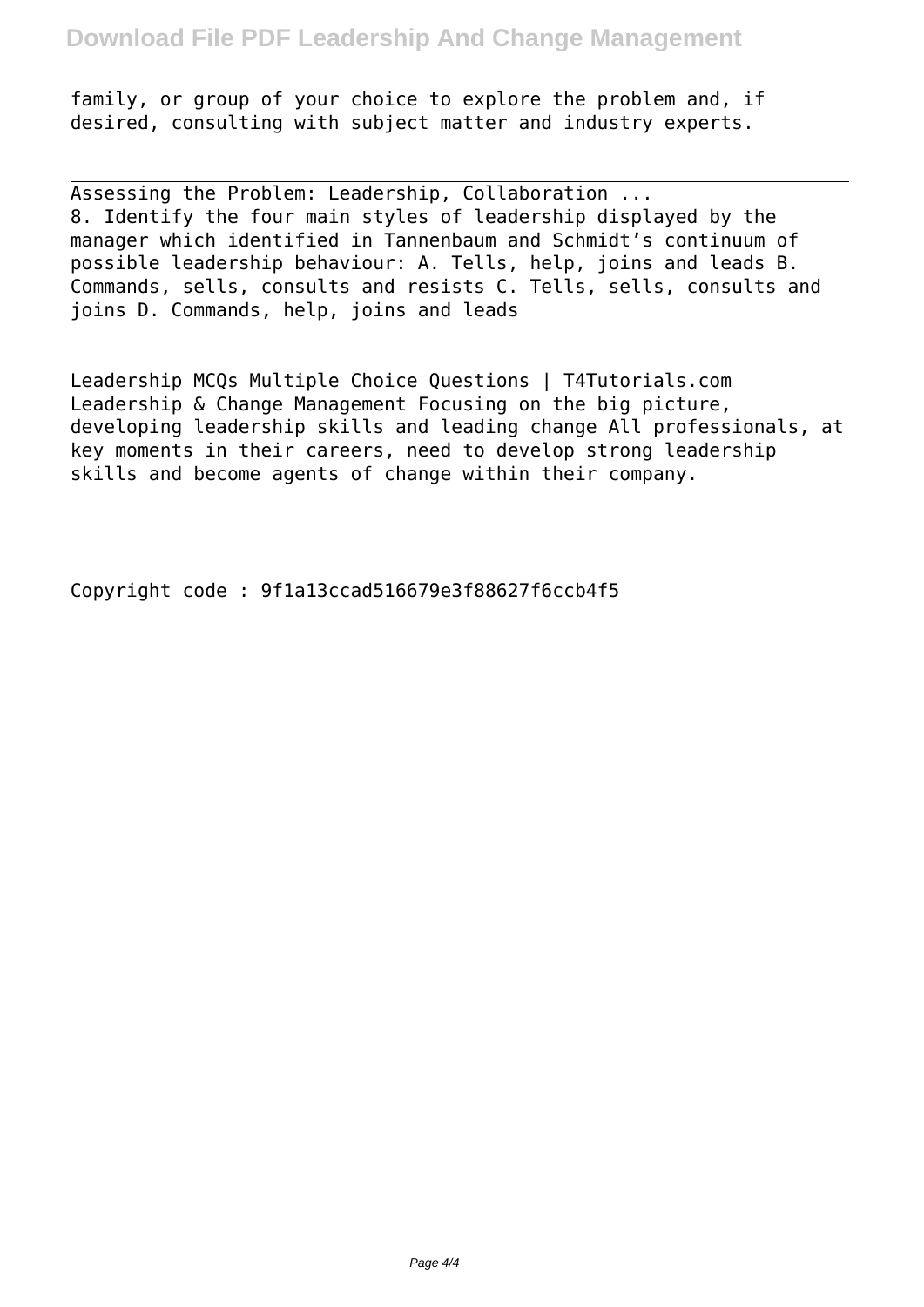family, or group of your choice to explore the problem and, if desired, consulting with subject matter and industry experts.

---

Assessing the Problem: Leadership, Collaboration ...
8. Identify the four main styles of leadership displayed by the manager which identified in Tannenbaum and Schmidt's continuum of possible leadership behaviour: A. Tells, help, joins and leads B. Commands, sells, consults and resists C. Tells, sells, consults and joins D. Commands, help, joins and leads

---

Leadership MCQs Multiple Choice Questions | T4Tutorials.com
Leadership & Change Management Focusing on the big picture, developing leadership skills and leading change All professionals, at key moments in their careers, need to develop strong leadership skills and become agents of change within their company.

Copyright code : 9f1a13ccad516679e3f88627f6ccb4f5